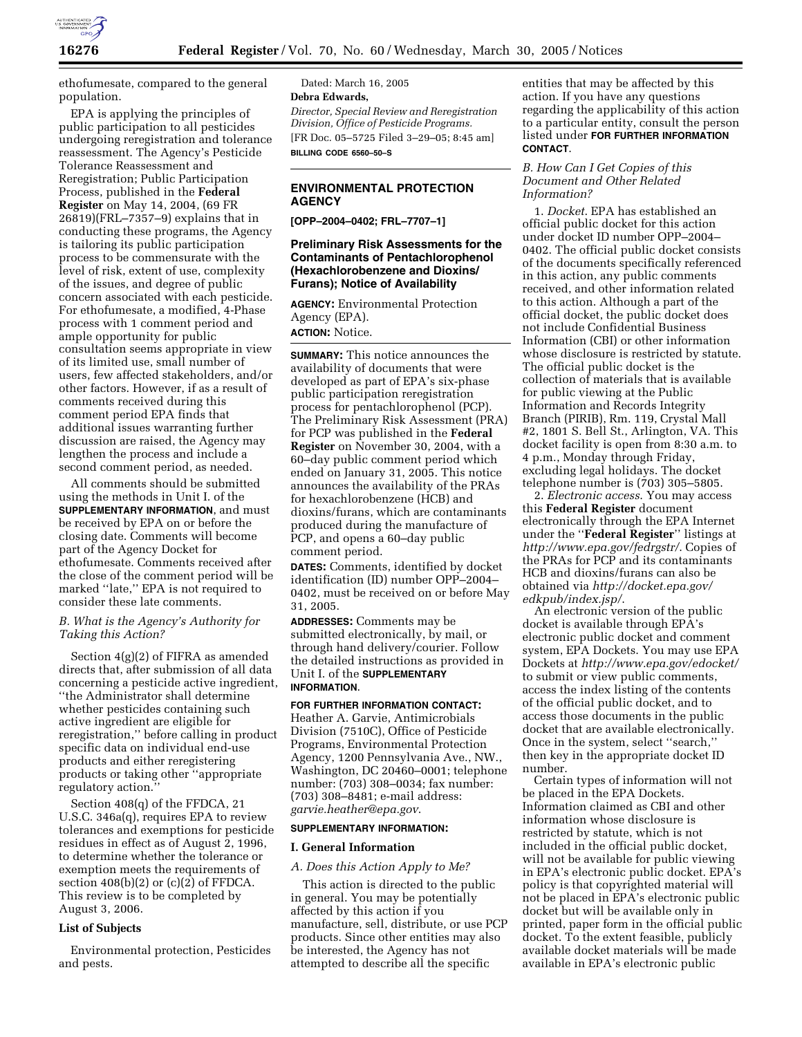ethofumesate, compared to the general population.

EPA is applying the principles of public participation to all pesticides undergoing reregistration and tolerance reassessment. The Agency's Pesticide Tolerance Reassessment and Reregistration; Public Participation Process, published in the **Federal Register** on May 14, 2004, (69 FR 26819)(FRL–7357–9) explains that in conducting these programs, the Agency is tailoring its public participation process to be commensurate with the level of risk, extent of use, complexity of the issues, and degree of public concern associated with each pesticide. For ethofumesate, a modified, 4-Phase process with 1 comment period and ample opportunity for public consultation seems appropriate in view of its limited use, small number of users, few affected stakeholders, and/or other factors. However, if as a result of comments received during this comment period EPA finds that additional issues warranting further discussion are raised, the Agency may lengthen the process and include a second comment period, as needed.

All comments should be submitted using the methods in Unit I. of the **SUPPLEMENTARY INFORMATION**, and must be received by EPA on or before the closing date. Comments will become part of the Agency Docket for ethofumesate. Comments received after the close of the comment period will be marked ''late,'' EPA is not required to consider these late comments.

*B. What is the Agency's Authority for Taking this Action?*

Section 4(g)(2) of FIFRA as amended directs that, after submission of all data concerning a pesticide active ingredient, ''the Administrator shall determine whether pesticides containing such active ingredient are eligible for reregistration,'' before calling in product specific data on individual end-use products and either reregistering products or taking other ''appropriate regulatory action.''

Section 408(q) of the FFDCA, 21 U.S.C. 346a(q), requires EPA to review tolerances and exemptions for pesticide residues in effect as of August 2, 1996, to determine whether the tolerance or exemption meets the requirements of section 408(b)(2) or (c)(2) of FFDCA. This review is to be completed by August 3, 2006.

**List of Subjects**

Environmental protection, Pesticides and pests.

Dated: March 16, 2005

**Debra Edwards,**

*Director, Special Review and Reregistration Division, Office of Pesticide Programs.*

[FR Doc. 05–5725 Filed 3–29–05; 8:45 am]

**BILLING CODE 6560–50–S**

## ENVIRONMENTAL PROTECTION AGENCY

**[OPP–2004–0402; FRL–7707–1]**

## Preliminary Risk Assessments for the Contaminants of Pentachlorophenol (Hexachlorobenzene and Dioxins/ Furans); Notice of Availability

**AGENCY:** Environmental Protection Agency (EPA).

**ACTION:** Notice.

**SUMMARY:** This notice announces the availability of documents that were developed as part of EPA's six-phase public participation reregistration process for pentachlorophenol (PCP). The Preliminary Risk Assessment (PRA) for PCP was published in the **Federal Register** on November 30, 2004, with a 60–day public comment period which ended on January 31, 2005. This notice announces the availability of the PRAs for hexachlorobenzene (HCB) and dioxins/furans, which are contaminants produced during the manufacture of PCP, and opens a 60–day public comment period.

**DATES:** Comments, identified by docket identification (ID) number OPP–2004–0402, must be received on or before May 31, 2005.

**ADDRESSES:** Comments may be submitted electronically, by mail, or through hand delivery/courier. Follow the detailed instructions as provided in Unit I. of the **SUPPLEMENTARY INFORMATION**.

**FOR FURTHER INFORMATION CONTACT:** Heather A. Garvie, Antimicrobials Division (7510C), Office of Pesticide Programs, Environmental Protection Agency, 1200 Pennsylvania Ave., NW., Washington, DC 20460–0001; telephone number: (703) 308–0034; fax number: (703) 308–8481; e-mail address: *garvie.heather@epa.gov*.

**SUPPLEMENTARY INFORMATION:**

### I. General Information

*A. Does this Action Apply to Me?*

This action is directed to the public in general. You may be potentially affected by this action if you manufacture, sell, distribute, or use PCP products. Since other entities may also be interested, the Agency has not attempted to describe all the specific entities that may be affected by this action. If you have any questions regarding the applicability of this action to a particular entity, consult the person listed under **FOR FURTHER INFORMATION CONTACT**.

*B. How Can I Get Copies of this Document and Other Related Information?*

1. *Docket*. EPA has established an official public docket for this action under docket ID number OPP–2004–0402. The official public docket consists of the documents specifically referenced in this action, any public comments received, and other information related to this action. Although a part of the official docket, the public docket does not include Confidential Business Information (CBI) or other information whose disclosure is restricted by statute. The official public docket is the collection of materials that is available for public viewing at the Public Information and Records Integrity Branch (PIRIB), Rm. 119, Crystal Mall #2, 1801 S. Bell St., Arlington, VA. This docket facility is open from 8:30 a.m. to 4 p.m., Monday through Friday, excluding legal holidays. The docket telephone number is (703) 305–5805.

2. *Electronic access*. You may access this **Federal Register** document electronically through the EPA Internet under the ''**Federal Register**'' listings at *http://www.epa.gov/fedrgstr/*. Copies of the PRAs for PCP and its contaminants HCB and dioxins/furans can also be obtained via *http://docket.epa.gov/edkpub/index.jsp/*.

An electronic version of the public docket is available through EPA's electronic public docket and comment system, EPA Dockets. You may use EPA Dockets at *http://www.epa.gov/edocket/* to submit or view public comments, access the index listing of the contents of the official public docket, and to access those documents in the public docket that are available electronically. Once in the system, select ''search,'' then key in the appropriate docket ID number.

Certain types of information will not be placed in the EPA Dockets. Information claimed as CBI and other information whose disclosure is restricted by statute, which is not included in the official public docket, will not be available for public viewing in EPA's electronic public docket. EPA's policy is that copyrighted material will not be placed in EPA's electronic public docket but will be available only in printed, paper form in the official public docket. To the extent feasible, publicly available docket materials will be made available in EPA's electronic public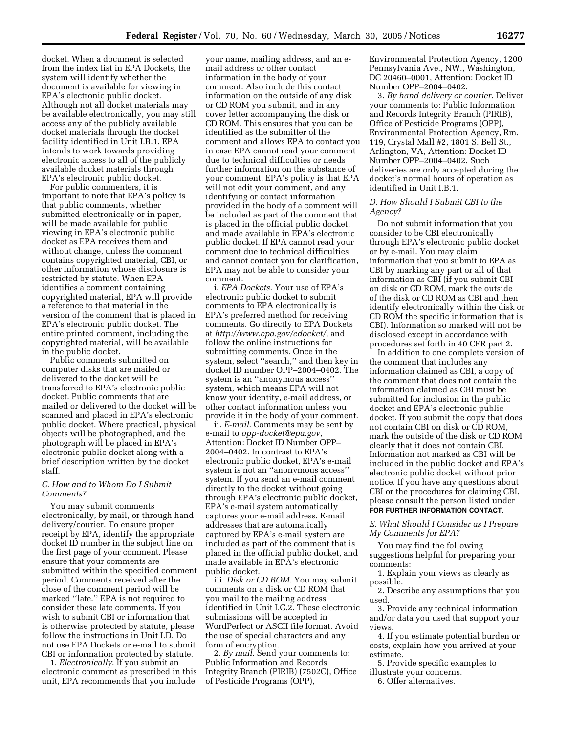docket. When a document is selected from the index list in EPA Dockets, the system will identify whether the document is available for viewing in EPA's electronic public docket. Although not all docket materials may be available electronically, you may still access any of the publicly available docket materials through the docket facility identified in Unit I.B.1. EPA intends to work towards providing electronic access to all of the publicly available docket materials through EPA's electronic public docket.

For public commenters, it is important to note that EPA's policy is that public comments, whether submitted electronically or in paper, will be made available for public viewing in EPA's electronic public docket as EPA receives them and without change, unless the comment contains copyrighted material, CBI, or other information whose disclosure is restricted by statute. When EPA identifies a comment containing copyrighted material, EPA will provide a reference to that material in the version of the comment that is placed in EPA's electronic public docket. The entire printed comment, including the copyrighted material, will be available in the public docket.

Public comments submitted on computer disks that are mailed or delivered to the docket will be transferred to EPA's electronic public docket. Public comments that are mailed or delivered to the docket will be scanned and placed in EPA's electronic public docket. Where practical, physical objects will be photographed, and the photograph will be placed in EPA's electronic public docket along with a brief description written by the docket staff.

### *C. How and to Whom Do I Submit Comments?*

You may submit comments electronically, by mail, or through hand delivery/courier. To ensure proper receipt by EPA, identify the appropriate docket ID number in the subject line on the first page of your comment. Please ensure that your comments are submitted within the specified comment period. Comments received after the close of the comment period will be marked ''late.'' EPA is not required to consider these late comments. If you wish to submit CBI or information that is otherwise protected by statute, please follow the instructions in Unit I.D. Do not use EPA Dockets or e-mail to submit CBI or information protected by statute.

1. *Electronically*. If you submit an electronic comment as prescribed in this unit, EPA recommends that you include your name, mailing address, and an e-mail address or other contact information in the body of your comment. Also include this contact information on the outside of any disk or CD ROM you submit, and in any cover letter accompanying the disk or CD ROM. This ensures that you can be identified as the submitter of the comment and allows EPA to contact you in case EPA cannot read your comment due to technical difficulties or needs further information on the substance of your comment. EPA's policy is that EPA will not edit your comment, and any identifying or contact information provided in the body of a comment will be included as part of the comment that is placed in the official public docket, and made available in EPA's electronic public docket. If EPA cannot read your comment due to technical difficulties and cannot contact you for clarification, EPA may not be able to consider your comment.

i. *EPA Dockets*. Your use of EPA's electronic public docket to submit comments to EPA electronically is EPA's preferred method for receiving comments. Go directly to EPA Dockets at *http://www.epa.gov/edocket/*, and follow the online instructions for submitting comments. Once in the system, select ''search,'' and then key in docket ID number OPP–2004–0402. The system is an ''anonymous access'' system, which means EPA will not know your identity, e-mail address, or other contact information unless you provide it in the body of your comment.

ii. *E-mail*. Comments may be sent by e-mail to *opp-docket@epa.gov*, Attention: Docket ID Number OPP–2004–0402. In contrast to EPA's electronic public docket, EPA's e-mail system is not an ''anonymous access'' system. If you send an e-mail comment directly to the docket without going through EPA's electronic public docket, EPA's e-mail system automatically captures your e-mail address. E-mail addresses that are automatically captured by EPA's e-mail system are included as part of the comment that is placed in the official public docket, and made available in EPA's electronic public docket.

iii. *Disk or CD ROM*. You may submit comments on a disk or CD ROM that you mail to the mailing address identified in Unit I.C.2. These electronic submissions will be accepted in WordPerfect or ASCII file format. Avoid the use of special characters and any form of encryption.

2. *By mail*. Send your comments to: Public Information and Records Integrity Branch (PIRIB) (7502C), Office of Pesticide Programs (OPP), Environmental Protection Agency, 1200 Pennsylvania Ave., NW., Washington, DC 20460–0001, Attention: Docket ID Number OPP–2004–0402.

3. *By hand delivery or courier*. Deliver your comments to: Public Information and Records Integrity Branch (PIRIB), Office of Pesticide Programs (OPP), Environmental Protection Agency, Rm. 119, Crystal Mall #2, 1801 S. Bell St., Arlington, VA, Attention: Docket ID Number OPP–2004–0402. Such deliveries are only accepted during the docket's normal hours of operation as identified in Unit I.B.1.

### *D. How Should I Submit CBI to the Agency?*

Do not submit information that you consider to be CBI electronically through EPA's electronic public docket or by e-mail. You may claim information that you submit to EPA as CBI by marking any part or all of that information as CBI (if you submit CBI on disk or CD ROM, mark the outside of the disk or CD ROM as CBI and then identify electronically within the disk or CD ROM the specific information that is CBI). Information so marked will not be disclosed except in accordance with procedures set forth in 40 CFR part 2.

In addition to one complete version of the comment that includes any information claimed as CBI, a copy of the comment that does not contain the information claimed as CBI must be submitted for inclusion in the public docket and EPA's electronic public docket. If you submit the copy that does not contain CBI on disk or CD ROM, mark the outside of the disk or CD ROM clearly that it does not contain CBI. Information not marked as CBI will be included in the public docket and EPA's electronic public docket without prior notice. If you have any questions about CBI or the procedures for claiming CBI, please consult the person listed under **FOR FURTHER INFORMATION CONTACT**.

### *E. What Should I Consider as I Prepare My Comments for EPA?*

You may find the following suggestions helpful for preparing your comments:

1. Explain your views as clearly as possible.
2. Describe any assumptions that you used.
3. Provide any technical information and/or data you used that support your views.
4. If you estimate potential burden or costs, explain how you arrived at your estimate.
5. Provide specific examples to illustrate your concerns.
6. Offer alternatives.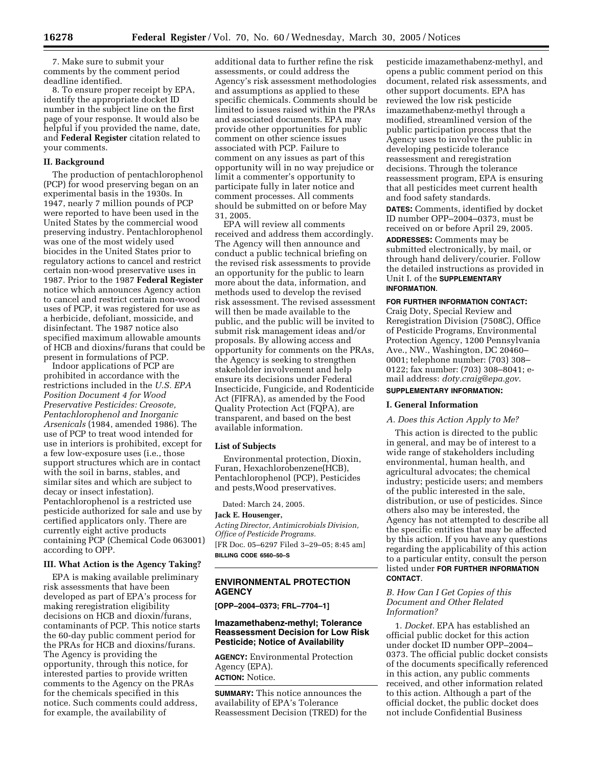7. Make sure to submit your comments by the comment period deadline identified.

8. To ensure proper receipt by EPA, identify the appropriate docket ID number in the subject line on the first page of your response. It would also be helpful if you provided the name, date, and **Federal Register** citation related to your comments.

### II. Background

The production of pentachlorophenol (PCP) for wood preserving began on an experimental basis in the 1930s. In 1947, nearly 7 million pounds of PCP were reported to have been used in the United States by the commercial wood preserving industry. Pentachlorophenol was one of the most widely used biocides in the United States prior to regulatory actions to cancel and restrict certain non-wood preservative uses in 1987. Prior to the 1987 **Federal Register** notice which announces Agency action to cancel and restrict certain non-wood uses of PCP, it was registered for use as a herbicide, defoliant, mossicide, and disinfectant. The 1987 notice also specified maximum allowable amounts of HCB and dioxins/furans that could be present in formulations of PCP.

Indoor applications of PCP are prohibited in accordance with the restrictions included in the *U.S. EPA Position Document 4 for Wood Preservative Pesticides: Creosote, Pentachlorophenol and Inorganic Arsenicals* (1984, amended 1986). The use of PCP to treat wood intended for use in interiors is prohibited, except for a few low-exposure uses (i.e., those support structures which are in contact with the soil in barns, stables, and similar sites and which are subject to decay or insect infestation). Pentachlorophenol is a restricted use pesticide authorized for sale and use by certified applicators only. There are currently eight active products containing PCP (Chemical Code 063001) according to OPP.

### III. What Action is the Agency Taking?

EPA is making available preliminary risk assessments that have been developed as part of EPA's process for making reregistration eligibility decisions on HCB and dioxin/furans, contaminants of PCP. This notice starts the 60-day public comment period for the PRAs for HCB and dioxins/furans. The Agency is providing the opportunity, through this notice, for interested parties to provide written comments to the Agency on the PRAs for the chemicals specified in this notice. Such comments could address, for example, the availability of additional data to further refine the risk assessments, or could address the Agency's risk assessment methodologies and assumptions as applied to these specific chemicals. Comments should be limited to issues raised within the PRAs and associated documents. EPA may provide other opportunities for public comment on other science issues associated with PCP. Failure to comment on any issues as part of this opportunity will in no way prejudice or limit a commenter's opportunity to participate fully in later notice and comment processes. All comments should be submitted on or before May 31, 2005.

EPA will review all comments received and address them accordingly. The Agency will then announce and conduct a public technical briefing on the revised risk assessments to provide an opportunity for the public to learn more about the data, information, and methods used to develop the revised risk assessment. The revised assessment will then be made available to the public, and the public will be invited to submit risk management ideas and/or proposals. By allowing access and opportunity for comments on the PRAs, the Agency is seeking to strengthen stakeholder involvement and help ensure its decisions under Federal Insecticide, Fungicide, and Rodenticide Act (FIFRA), as amended by the Food Quality Protection Act (FQPA), are transparent, and based on the best available information.

### List of Subjects

Environmental protection, Dioxin, Furan, Hexachlorobenzene(HCB), Pentachlorophenol (PCP), Pesticides and pests,Wood preservatives.

Dated: March 24, 2005.

**Jack E. Housenger,**

*Acting Director, Antimicrobials Division, Office of Pesticide Programs.*

[FR Doc. 05–6297 Filed 3–29–05; 8:45 am]

**BILLING CODE 6560–50–S**

---

## ENVIRONMENTAL PROTECTION AGENCY

**[OPP–2004–0373; FRL–7704–1]**

## Imazamethabenz-methyl; Tolerance Reassessment Decision for Low Risk Pesticide; Notice of Availability

**AGENCY:** Environmental Protection Agency (EPA).

**ACTION:** Notice.

**SUMMARY:** This notice announces the availability of EPA's Tolerance Reassessment Decision (TRED) for the pesticide imazamethabenz-methyl, and opens a public comment period on this document, related risk assessments, and other support documents. EPA has reviewed the low risk pesticide imazamethabenz-methyl through a modified, streamlined version of the public participation process that the Agency uses to involve the public in developing pesticide tolerance reassessment and reregistration decisions. Through the tolerance reassessment program, EPA is ensuring that all pesticides meet current health and food safety standards.

**DATES:** Comments, identified by docket ID number OPP–2004–0373, must be received on or before April 29, 2005.

**ADDRESSES:** Comments may be submitted electronically, by mail, or through hand delivery/courier. Follow the detailed instructions as provided in Unit I. of the **SUPPLEMENTARY INFORMATION.**

**FOR FURTHER INFORMATION CONTACT:** Craig Doty, Special Review and Reregistration Division (7508C), Office of Pesticide Programs, Environmental Protection Agency, 1200 Pennsylvania Ave., NW., Washington, DC 20460–0001; telephone number: (703) 308–0122; fax number: (703) 308–8041; e-mail address: *doty.craig@epa.gov*.

**SUPPLEMENTARY INFORMATION:**

### I. General Information

#### *A. Does this Action Apply to Me?*

This action is directed to the public in general, and may be of interest to a wide range of stakeholders including environmental, human health, and agricultural advocates; the chemical industry; pesticide users; and members of the public interested in the sale, distribution, or use of pesticides. Since others also may be interested, the Agency has not attempted to describe all the specific entities that may be affected by this action. If you have any questions regarding the applicability of this action to a particular entity, consult the person listed under **FOR FURTHER INFORMATION CONTACT**.

#### *B. How Can I Get Copies of this Document and Other Related Information?*

1. *Docket.* EPA has established an official public docket for this action under docket ID number OPP–2004–0373. The official public docket consists of the documents specifically referenced in this action, any public comments received, and other information related to this action. Although a part of the official docket, the public docket does not include Confidential Business